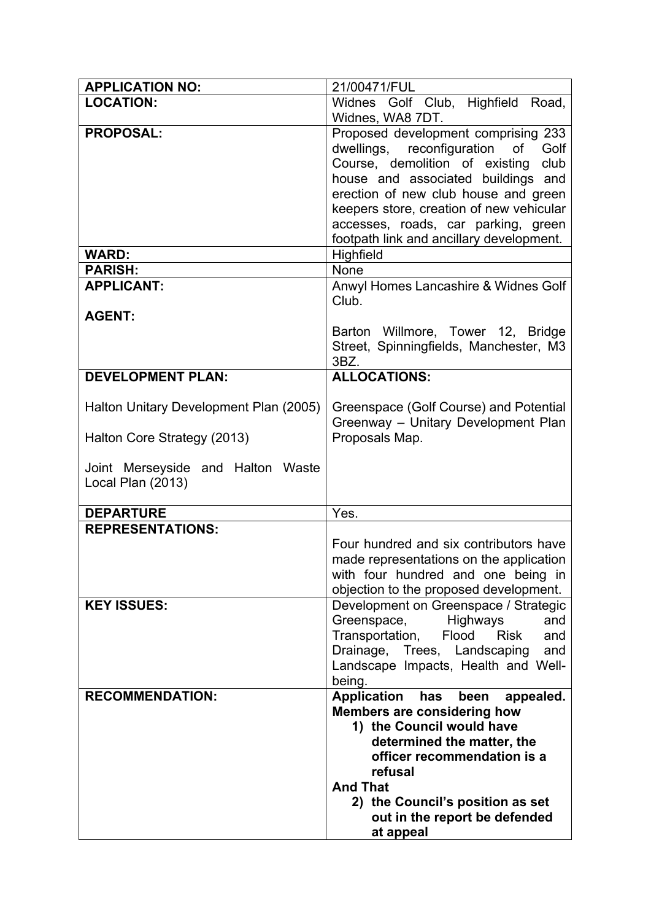| **APPLICATION NO:** | 21/00471/FUL |
| --- | --- |
| **LOCATION:** | Widnes Golf Club, Highfield Road, Widnes, WA8 7DT. |
| **PROPOSAL:** | Proposed development comprising 233 dwellings, reconfiguration of Golf Course, demolition of existing club house and associated buildings and erection of new club house and green keepers store, creation of new vehicular accesses, roads, car parking, green footpath link and ancillary development. |
| **WARD:** | Highfield |
| **PARISH:** | None |
| **APPLICANT:**<br><br>**AGENT:** | Anwyl Homes Lancashire & Widnes Golf Club.<br><br>Barton Willmore, Tower 12, Bridge Street, Spinningfields, Manchester, M3 3BZ. |
| **DEVELOPMENT PLAN:**<br><br>Halton Unitary Development Plan (2005)<br><br>Halton Core Strategy (2013)<br><br>Joint Merseyside and Halton Waste Local Plan (2013) | **ALLOCATIONS:**<br><br>Greenspace (Golf Course) and Potential Greenway – Unitary Development Plan Proposals Map. |
| **DEPARTURE** | Yes. |
| **REPRESENTATIONS:** | Four hundred and six contributors have made representations on the application with four hundred and one being in objection to the proposed development. |
| **KEY ISSUES:** | Development on Greenspace / Strategic Greenspace, Highways and Transportation, Flood Risk and Drainage, Trees, Landscaping and Landscape Impacts, Health and Well-being. |
| **RECOMMENDATION:** | **Application has been appealed. Members are considering how**<br>**1) the Council would have determined the matter, the officer recommendation is a refusal**<br>**And That**<br>**2) the Council's position as set out in the report be defended at appeal** |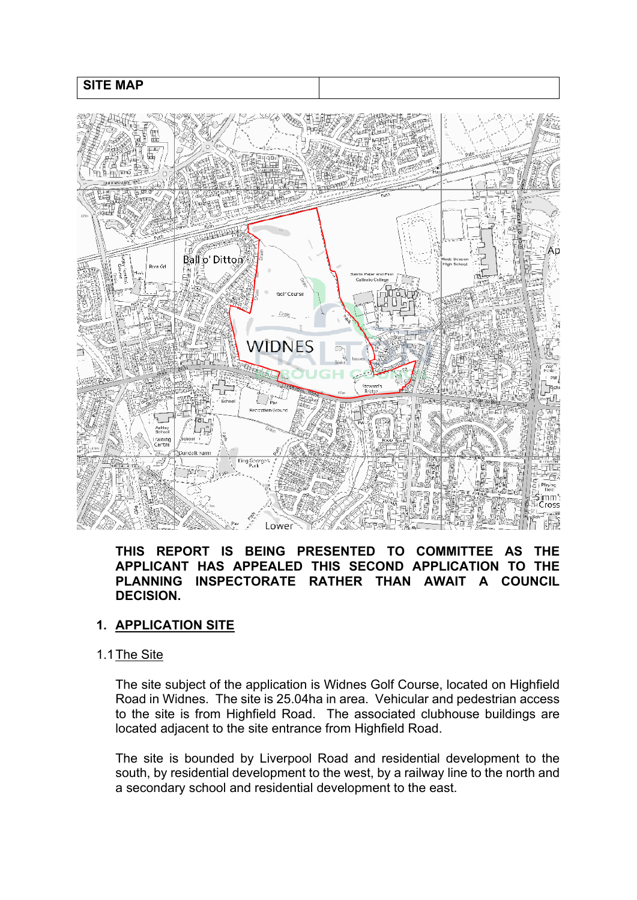| SITE MAP | |
|---|---|

**THIS REPORT IS BEING PRESENTED TO COMMITTEE AS THE APPLICANT HAS APPEALED THIS SECOND APPLICATION TO THE PLANNING INSPECTORATE RATHER THAN AWAIT A COUNCIL DECISION.**

## 1. APPLICATION SITE

1.1 The Site

The site subject of the application is Widnes Golf Course, located on Highfield Road in Widnes. The site is 25.04ha in area. Vehicular and pedestrian access to the site is from Highfield Road. The associated clubhouse buildings are located adjacent to the site entrance from Highfield Road.

The site is bounded by Liverpool Road and residential development to the south, by residential development to the west, by a railway line to the north and a secondary school and residential development to the east.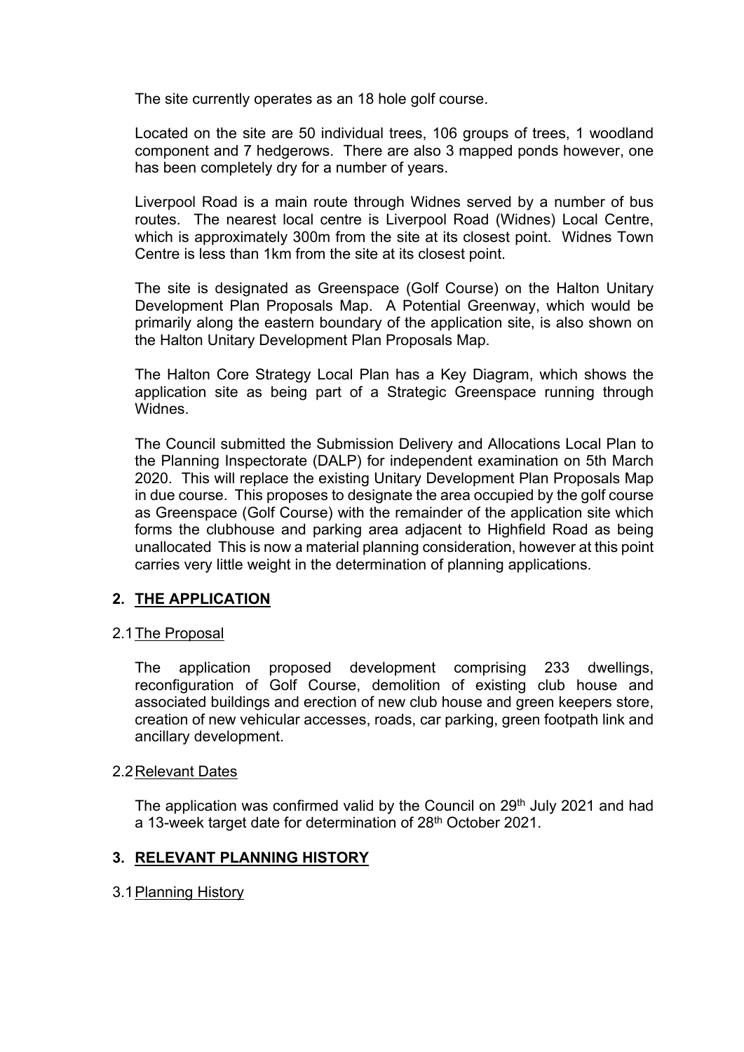The site currently operates as an 18 hole golf course.

Located on the site are 50 individual trees, 106 groups of trees, 1 woodland component and 7 hedgerows. There are also 3 mapped ponds however, one has been completely dry for a number of years.

Liverpool Road is a main route through Widnes served by a number of bus routes. The nearest local centre is Liverpool Road (Widnes) Local Centre, which is approximately 300m from the site at its closest point. Widnes Town Centre is less than 1km from the site at its closest point.

The site is designated as Greenspace (Golf Course) on the Halton Unitary Development Plan Proposals Map. A Potential Greenway, which would be primarily along the eastern boundary of the application site, is also shown on the Halton Unitary Development Plan Proposals Map.

The Halton Core Strategy Local Plan has a Key Diagram, which shows the application site as being part of a Strategic Greenspace running through Widnes.

The Council submitted the Submission Delivery and Allocations Local Plan to the Planning Inspectorate (DALP) for independent examination on 5th March 2020. This will replace the existing Unitary Development Plan Proposals Map in due course. This proposes to designate the area occupied by the golf course as Greenspace (Golf Course) with the remainder of the application site which forms the clubhouse and parking area adjacent to Highfield Road as being unallocated This is now a material planning consideration, however at this point carries very little weight in the determination of planning applications.

## 2. THE APPLICATION

### 2.1 The Proposal

The application proposed development comprising 233 dwellings, reconfiguration of Golf Course, demolition of existing club house and associated buildings and erection of new club house and green keepers store, creation of new vehicular accesses, roads, car parking, green footpath link and ancillary development.

### 2.2 Relevant Dates

The application was confirmed valid by the Council on 29th July 2021 and had a 13-week target date for determination of 28th October 2021.

## 3. RELEVANT PLANNING HISTORY

### 3.1 Planning History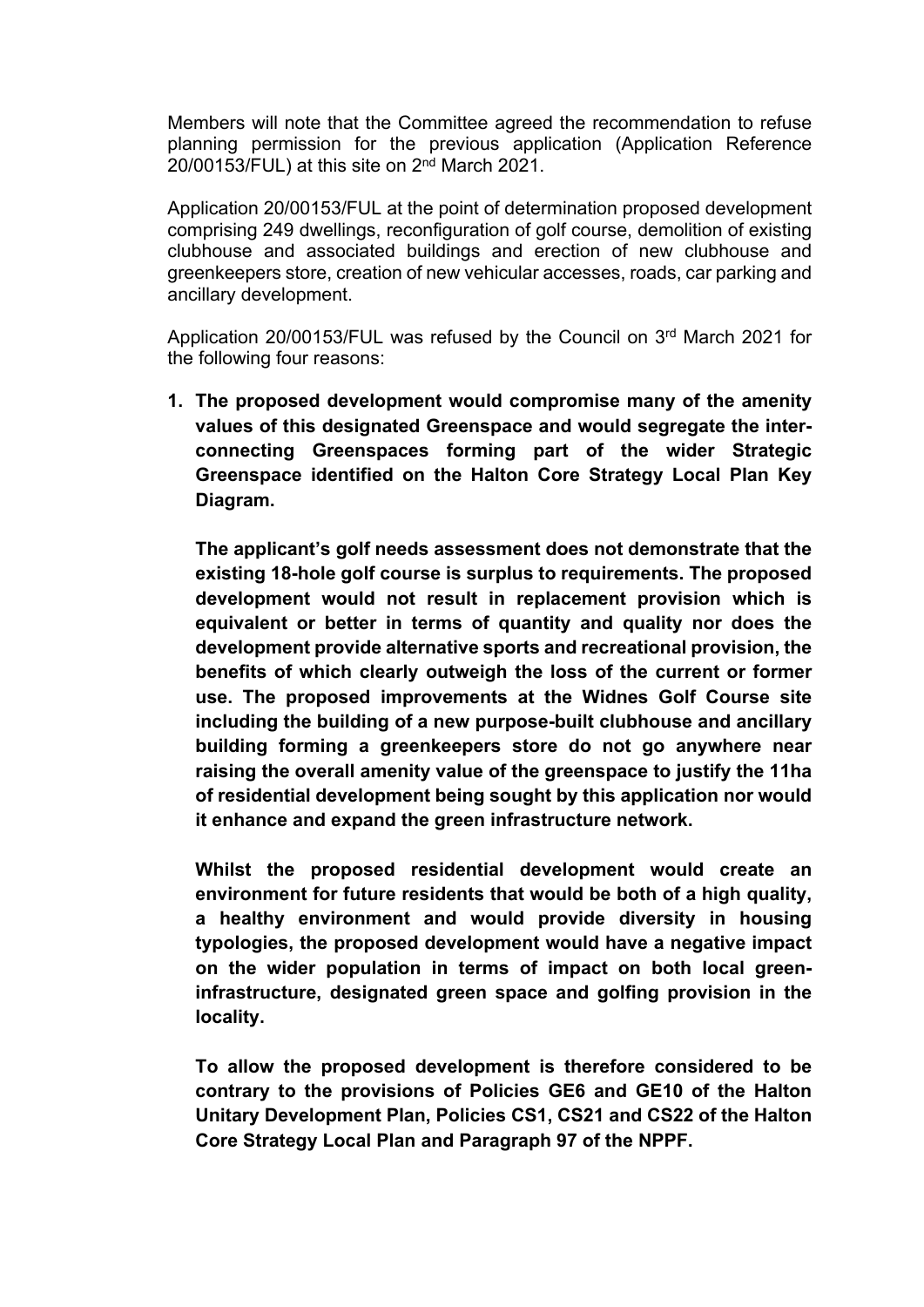Members will note that the Committee agreed the recommendation to refuse planning permission for the previous application (Application Reference 20/00153/FUL) at this site on 2nd March 2021.

Application 20/00153/FUL at the point of determination proposed development comprising 249 dwellings, reconfiguration of golf course, demolition of existing clubhouse and associated buildings and erection of new clubhouse and greenkeepers store, creation of new vehicular accesses, roads, car parking and ancillary development.

Application 20/00153/FUL was refused by the Council on 3rd March 2021 for the following four reasons:

1. **The proposed development would compromise many of the amenity values of this designated Greenspace and would segregate the inter-connecting Greenspaces forming part of the wider Strategic Greenspace identified on the Halton Core Strategy Local Plan Key Diagram.**

   **The applicant's golf needs assessment does not demonstrate that the existing 18-hole golf course is surplus to requirements. The proposed development would not result in replacement provision which is equivalent or better in terms of quantity and quality nor does the development provide alternative sports and recreational provision, the benefits of which clearly outweigh the loss of the current or former use. The proposed improvements at the Widnes Golf Course site including the building of a new purpose-built clubhouse and ancillary building forming a greenkeepers store do not go anywhere near raising the overall amenity value of the greenspace to justify the 11ha of residential development being sought by this application nor would it enhance and expand the green infrastructure network.**

   **Whilst the proposed residential development would create an environment for future residents that would be both of a high quality, a healthy environment and would provide diversity in housing typologies, the proposed development would have a negative impact on the wider population in terms of impact on both local green-infrastructure, designated green space and golfing provision in the locality.**

   **To allow the proposed development is therefore considered to be contrary to the provisions of Policies GE6 and GE10 of the Halton Unitary Development Plan, Policies CS1, CS21 and CS22 of the Halton Core Strategy Local Plan and Paragraph 97 of the NPPF.**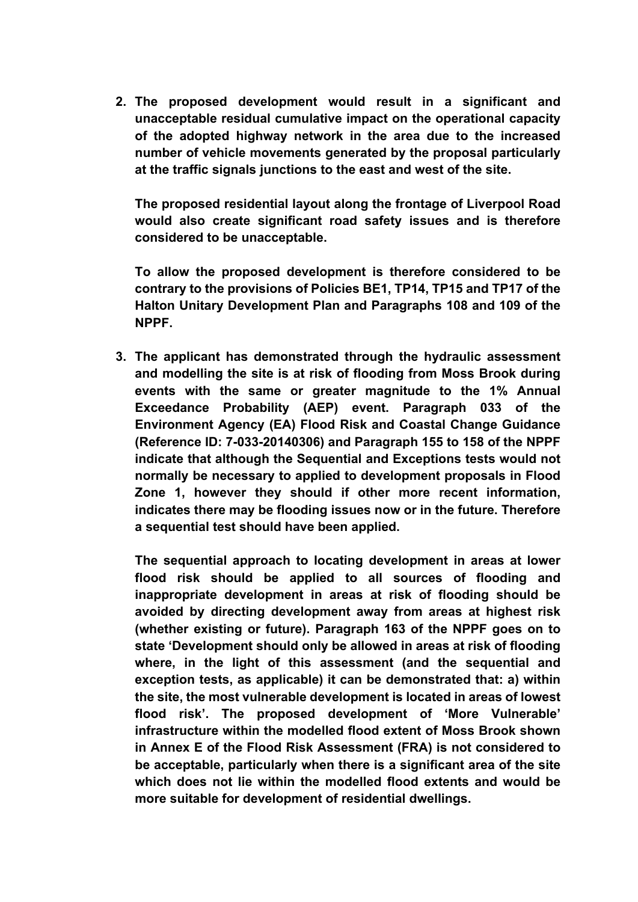2. **The proposed development would result in a significant and unacceptable residual cumulative impact on the operational capacity of the adopted highway network in the area due to the increased number of vehicle movements generated by the proposal particularly at the traffic signals junctions to the east and west of the site.**

   **The proposed residential layout along the frontage of Liverpool Road would also create significant road safety issues and is therefore considered to be unacceptable.**

   **To allow the proposed development is therefore considered to be contrary to the provisions of Policies BE1, TP14, TP15 and TP17 of the Halton Unitary Development Plan and Paragraphs 108 and 109 of the NPPF.**

3. **The applicant has demonstrated through the hydraulic assessment and modelling the site is at risk of flooding from Moss Brook during events with the same or greater magnitude to the 1% Annual Exceedance Probability (AEP) event. Paragraph 033 of the Environment Agency (EA) Flood Risk and Coastal Change Guidance (Reference ID: 7-033-20140306) and Paragraph 155 to 158 of the NPPF indicate that although the Sequential and Exceptions tests would not normally be necessary to applied to development proposals in Flood Zone 1, however they should if other more recent information, indicates there may be flooding issues now or in the future. Therefore a sequential test should have been applied.**

   **The sequential approach to locating development in areas at lower flood risk should be applied to all sources of flooding and inappropriate development in areas at risk of flooding should be avoided by directing development away from areas at highest risk (whether existing or future). Paragraph 163 of the NPPF goes on to state 'Development should only be allowed in areas at risk of flooding where, in the light of this assessment (and the sequential and exception tests, as applicable) it can be demonstrated that: a) within the site, the most vulnerable development is located in areas of lowest flood risk'. The proposed development of 'More Vulnerable' infrastructure within the modelled flood extent of Moss Brook shown in Annex E of the Flood Risk Assessment (FRA) is not considered to be acceptable, particularly when there is a significant area of the site which does not lie within the modelled flood extents and would be more suitable for development of residential dwellings.**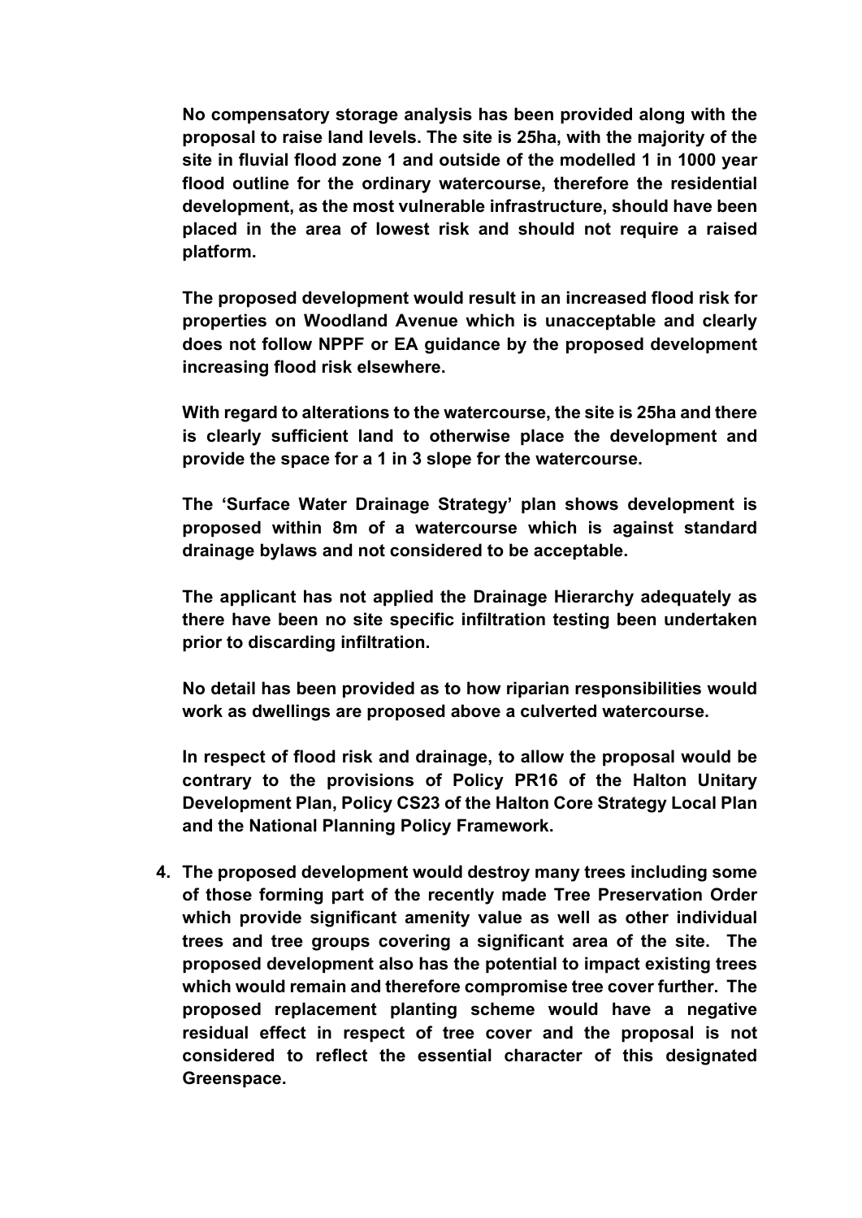**No compensatory storage analysis has been provided along with the proposal to raise land levels. The site is 25ha, with the majority of the site in fluvial flood zone 1 and outside of the modelled 1 in 1000 year flood outline for the ordinary watercourse, therefore the residential development, as the most vulnerable infrastructure, should have been placed in the area of lowest risk and should not require a raised platform.**

**The proposed development would result in an increased flood risk for properties on Woodland Avenue which is unacceptable and clearly does not follow NPPF or EA guidance by the proposed development increasing flood risk elsewhere.**

**With regard to alterations to the watercourse, the site is 25ha and there is clearly sufficient land to otherwise place the development and provide the space for a 1 in 3 slope for the watercourse.**

**The 'Surface Water Drainage Strategy' plan shows development is proposed within 8m of a watercourse which is against standard drainage bylaws and not considered to be acceptable.**

**The applicant has not applied the Drainage Hierarchy adequately as there have been no site specific infiltration testing been undertaken prior to discarding infiltration.**

**No detail has been provided as to how riparian responsibilities would work as dwellings are proposed above a culverted watercourse.**

**In respect of flood risk and drainage, to allow the proposal would be contrary to the provisions of Policy PR16 of the Halton Unitary Development Plan, Policy CS23 of the Halton Core Strategy Local Plan and the National Planning Policy Framework.**

4. **The proposed development would destroy many trees including some of those forming part of the recently made Tree Preservation Order which provide significant amenity value as well as other individual trees and tree groups covering a significant area of the site. The proposed development also has the potential to impact existing trees which would remain and therefore compromise tree cover further. The proposed replacement planting scheme would have a negative residual effect in respect of tree cover and the proposal is not considered to reflect the essential character of this designated Greenspace.**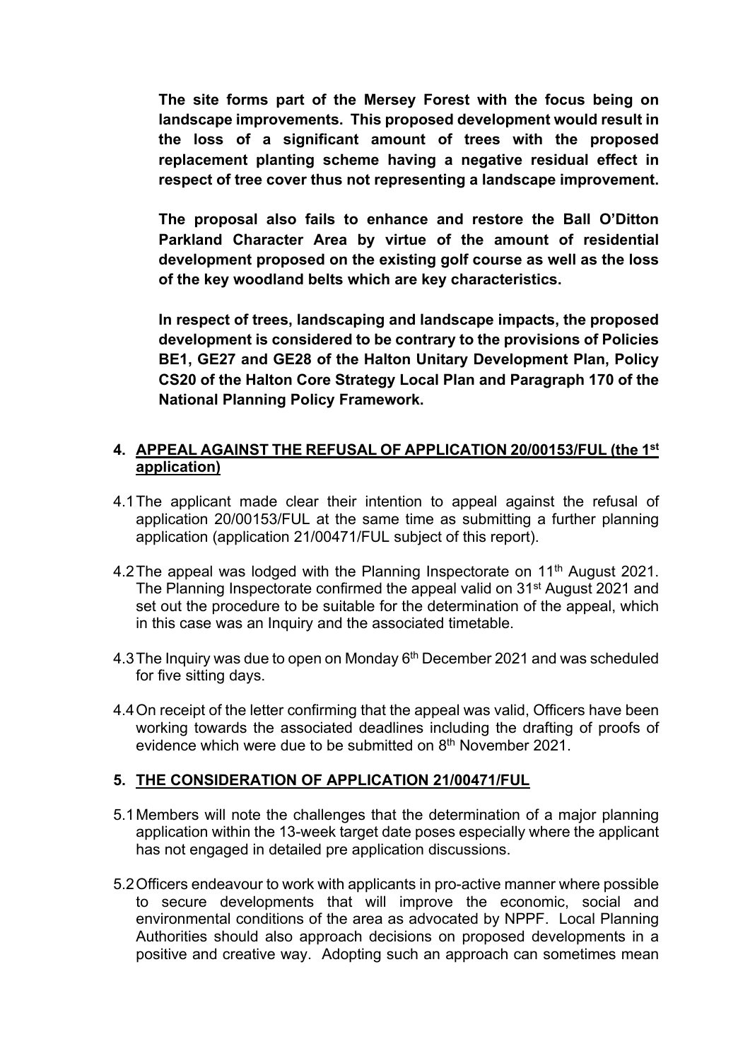**The site forms part of the Mersey Forest with the focus being on landscape improvements. This proposed development would result in the loss of a significant amount of trees with the proposed replacement planting scheme having a negative residual effect in respect of tree cover thus not representing a landscape improvement.**

**The proposal also fails to enhance and restore the Ball O'Ditton Parkland Character Area by virtue of the amount of residential development proposed on the existing golf course as well as the loss of the key woodland belts which are key characteristics.**

**In respect of trees, landscaping and landscape impacts, the proposed development is considered to be contrary to the provisions of Policies BE1, GE27 and GE28 of the Halton Unitary Development Plan, Policy CS20 of the Halton Core Strategy Local Plan and Paragraph 170 of the National Planning Policy Framework.**

## 4. APPEAL AGAINST THE REFUSAL OF APPLICATION 20/00153/FUL (the 1st application)

4.1 The applicant made clear their intention to appeal against the refusal of application 20/00153/FUL at the same time as submitting a further planning application (application 21/00471/FUL subject of this report).

4.2 The appeal was lodged with the Planning Inspectorate on 11th August 2021. The Planning Inspectorate confirmed the appeal valid on 31st August 2021 and set out the procedure to be suitable for the determination of the appeal, which in this case was an Inquiry and the associated timetable.

4.3 The Inquiry was due to open on Monday 6th December 2021 and was scheduled for five sitting days.

4.4 On receipt of the letter confirming that the appeal was valid, Officers have been working towards the associated deadlines including the drafting of proofs of evidence which were due to be submitted on 8th November 2021.

## 5. THE CONSIDERATION OF APPLICATION 21/00471/FUL

5.1 Members will note the challenges that the determination of a major planning application within the 13-week target date poses especially where the applicant has not engaged in detailed pre application discussions.

5.2 Officers endeavour to work with applicants in pro-active manner where possible to secure developments that will improve the economic, social and environmental conditions of the area as advocated by NPPF. Local Planning Authorities should also approach decisions on proposed developments in a positive and creative way. Adopting such an approach can sometimes mean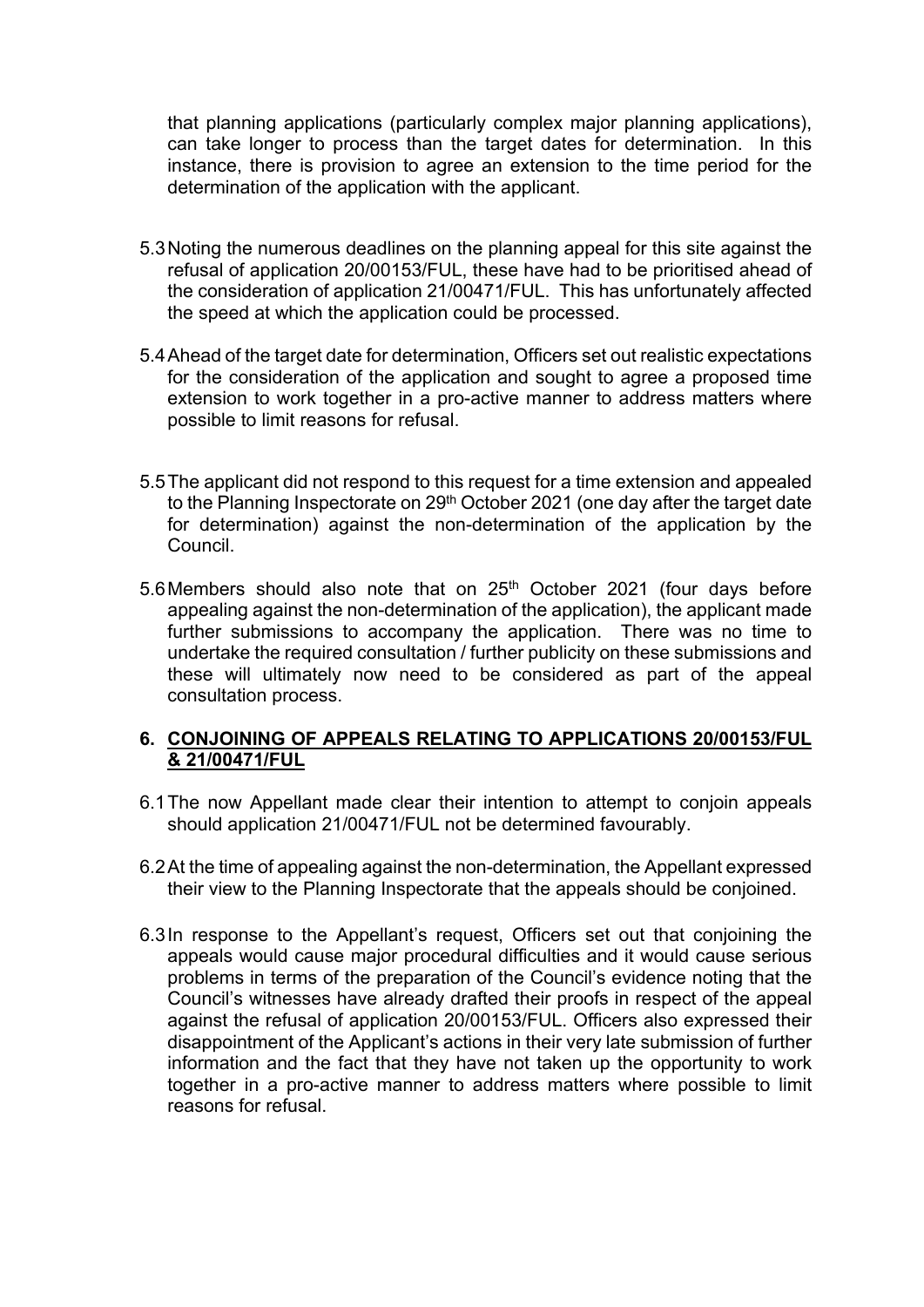that planning applications (particularly complex major planning applications), can take longer to process than the target dates for determination. In this instance, there is provision to agree an extension to the time period for the determination of the application with the applicant.

5.3 Noting the numerous deadlines on the planning appeal for this site against the refusal of application 20/00153/FUL, these have had to be prioritised ahead of the consideration of application 21/00471/FUL. This has unfortunately affected the speed at which the application could be processed.

5.4 Ahead of the target date for determination, Officers set out realistic expectations for the consideration of the application and sought to agree a proposed time extension to work together in a pro-active manner to address matters where possible to limit reasons for refusal.

5.5 The applicant did not respond to this request for a time extension and appealed to the Planning Inspectorate on 29th October 2021 (one day after the target date for determination) against the non-determination of the application by the Council.

5.6 Members should also note that on 25th October 2021 (four days before appealing against the non-determination of the application), the applicant made further submissions to accompany the application. There was no time to undertake the required consultation / further publicity on these submissions and these will ultimately now need to be considered as part of the appeal consultation process.

## 6. CONJOINING OF APPEALS RELATING TO APPLICATIONS 20/00153/FUL & 21/00471/FUL

6.1 The now Appellant made clear their intention to attempt to conjoin appeals should application 21/00471/FUL not be determined favourably.

6.2 At the time of appealing against the non-determination, the Appellant expressed their view to the Planning Inspectorate that the appeals should be conjoined.

6.3 In response to the Appellant's request, Officers set out that conjoining the appeals would cause major procedural difficulties and it would cause serious problems in terms of the preparation of the Council's evidence noting that the Council's witnesses have already drafted their proofs in respect of the appeal against the refusal of application 20/00153/FUL. Officers also expressed their disappointment of the Applicant's actions in their very late submission of further information and the fact that they have not taken up the opportunity to work together in a pro-active manner to address matters where possible to limit reasons for refusal.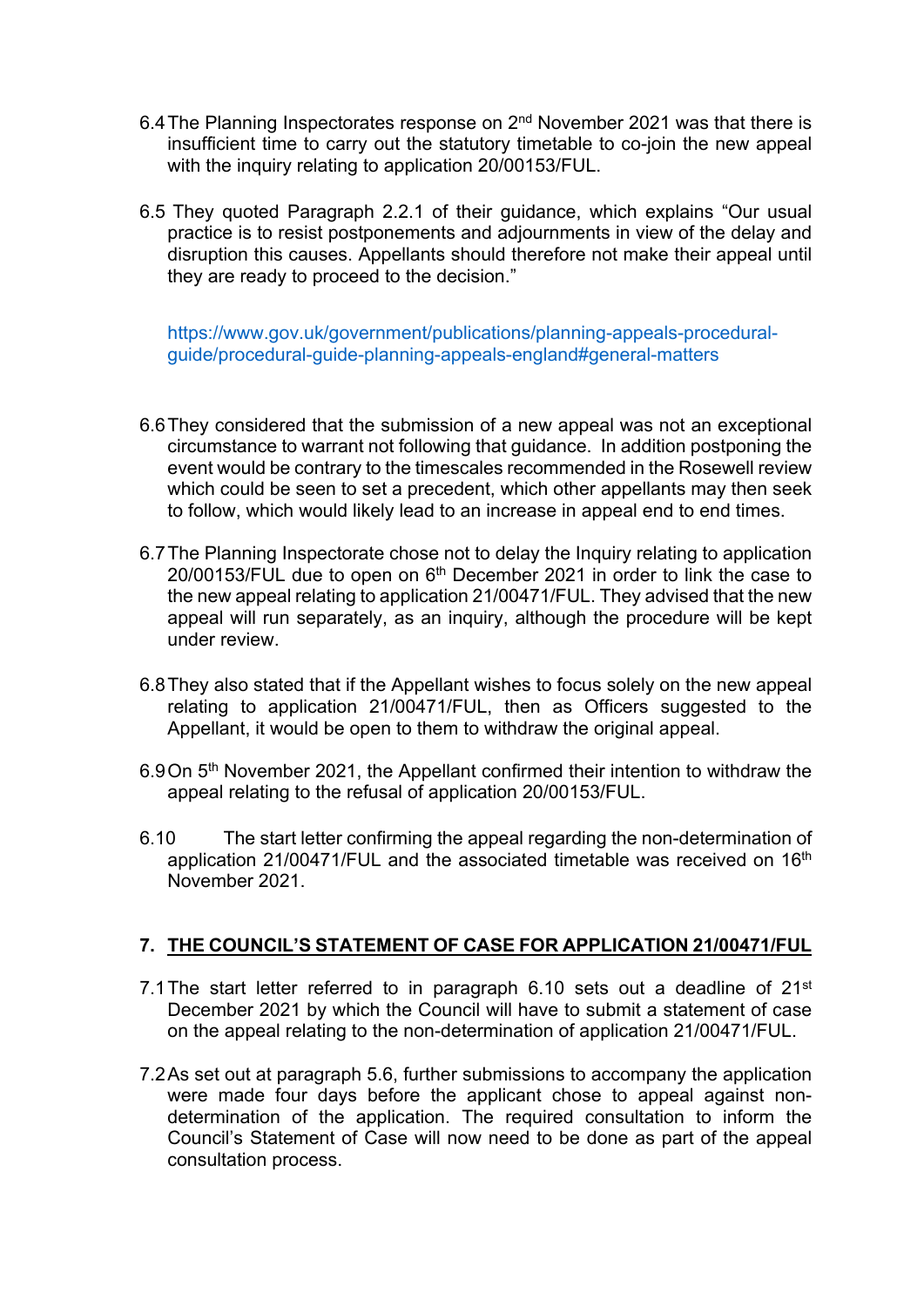6.4 The Planning Inspectorates response on 2nd November 2021 was that there is insufficient time to carry out the statutory timetable to co-join the new appeal with the inquiry relating to application 20/00153/FUL.

6.5 They quoted Paragraph 2.2.1 of their guidance, which explains "Our usual practice is to resist postponements and adjournments in view of the delay and disruption this causes. Appellants should therefore not make their appeal until they are ready to proceed to the decision."

https://www.gov.uk/government/publications/planning-appeals-procedural-guide/procedural-guide-planning-appeals-england#general-matters

6.6 They considered that the submission of a new appeal was not an exceptional circumstance to warrant not following that guidance. In addition postponing the event would be contrary to the timescales recommended in the Rosewell review which could be seen to set a precedent, which other appellants may then seek to follow, which would likely lead to an increase in appeal end to end times.

6.7 The Planning Inspectorate chose not to delay the Inquiry relating to application 20/00153/FUL due to open on 6th December 2021 in order to link the case to the new appeal relating to application 21/00471/FUL. They advised that the new appeal will run separately, as an inquiry, although the procedure will be kept under review.

6.8 They also stated that if the Appellant wishes to focus solely on the new appeal relating to application 21/00471/FUL, then as Officers suggested to the Appellant, it would be open to them to withdraw the original appeal.

6.9 On 5th November 2021, the Appellant confirmed their intention to withdraw the appeal relating to the refusal of application 20/00153/FUL.

6.10 The start letter confirming the appeal regarding the non-determination of application 21/00471/FUL and the associated timetable was received on 16th November 2021.

## 7. THE COUNCIL'S STATEMENT OF CASE FOR APPLICATION 21/00471/FUL

7.1 The start letter referred to in paragraph 6.10 sets out a deadline of 21st December 2021 by which the Council will have to submit a statement of case on the appeal relating to the non-determination of application 21/00471/FUL.

7.2 As set out at paragraph 5.6, further submissions to accompany the application were made four days before the applicant chose to appeal against non-determination of the application. The required consultation to inform the Council's Statement of Case will now need to be done as part of the appeal consultation process.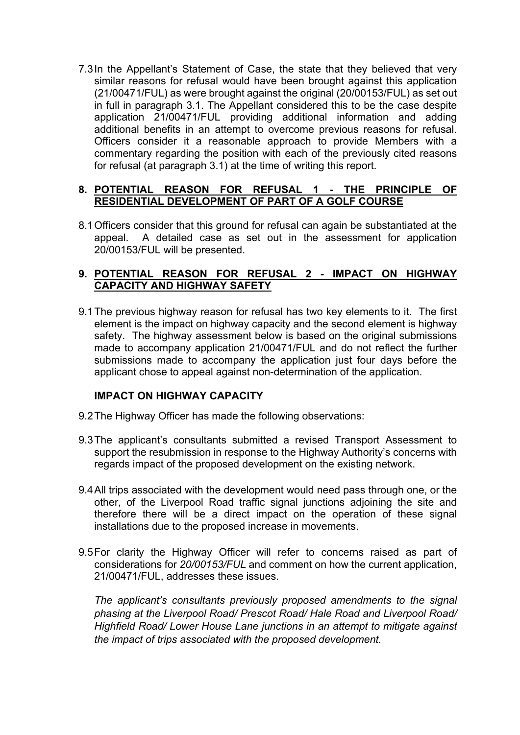7.3 In the Appellant's Statement of Case, the state that they believed that very similar reasons for refusal would have been brought against this application (21/00471/FUL) as were brought against the original (20/00153/FUL) as set out in full in paragraph 3.1. The Appellant considered this to be the case despite application 21/00471/FUL providing additional information and adding additional benefits in an attempt to overcome previous reasons for refusal. Officers consider it a reasonable approach to provide Members with a commentary regarding the position with each of the previously cited reasons for refusal (at paragraph 3.1) at the time of writing this report.

## 8. POTENTIAL REASON FOR REFUSAL 1 - THE PRINCIPLE OF RESIDENTIAL DEVELOPMENT OF PART OF A GOLF COURSE

8.1 Officers consider that this ground for refusal can again be substantiated at the appeal. A detailed case as set out in the assessment for application 20/00153/FUL will be presented.

## 9. POTENTIAL REASON FOR REFUSAL 2 - IMPACT ON HIGHWAY CAPACITY AND HIGHWAY SAFETY

9.1 The previous highway reason for refusal has two key elements to it. The first element is the impact on highway capacity and the second element is highway safety. The highway assessment below is based on the original submissions made to accompany application 21/00471/FUL and do not reflect the further submissions made to accompany the application just four days before the applicant chose to appeal against non-determination of the application.

### IMPACT ON HIGHWAY CAPACITY

9.2 The Highway Officer has made the following observations:

9.3 The applicant's consultants submitted a revised Transport Assessment to support the resubmission in response to the Highway Authority's concerns with regards impact of the proposed development on the existing network.

9.4 All trips associated with the development would need pass through one, or the other, of the Liverpool Road traffic signal junctions adjoining the site and therefore there will be a direct impact on the operation of these signal installations due to the proposed increase in movements.

9.5 For clarity the Highway Officer will refer to concerns raised as part of considerations for *20/00153/FUL* and comment on how the current application, 21/00471/FUL, addresses these issues.

*The applicant's consultants previously proposed amendments to the signal phasing at the Liverpool Road/ Prescot Road/ Hale Road and Liverpool Road/ Highfield Road/ Lower House Lane junctions in an attempt to mitigate against the impact of trips associated with the proposed development.*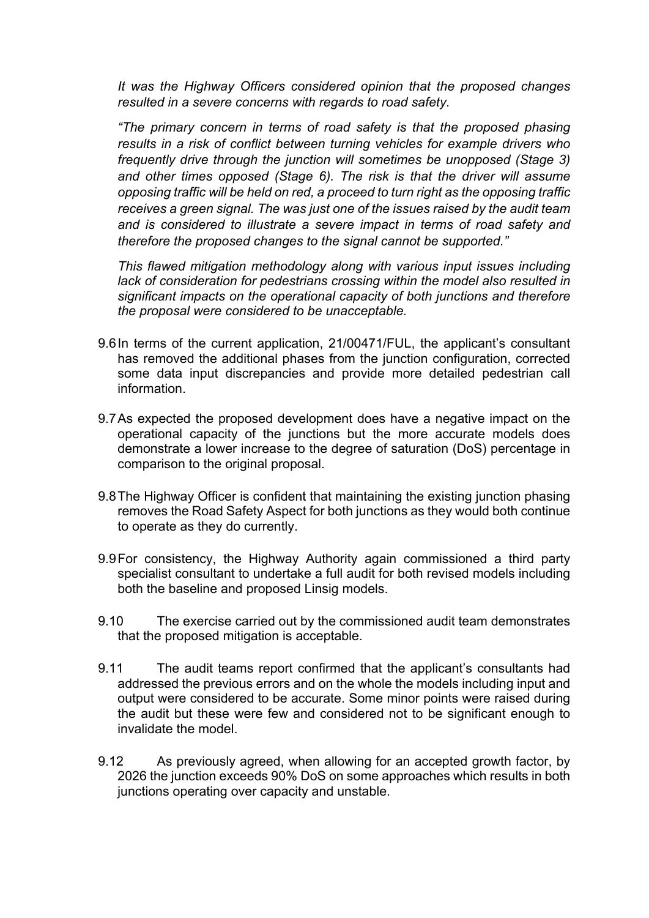*It was the Highway Officers considered opinion that the proposed changes resulted in a severe concerns with regards to road safety.*

*"The primary concern in terms of road safety is that the proposed phasing results in a risk of conflict between turning vehicles for example drivers who frequently drive through the junction will sometimes be unopposed (Stage 3) and other times opposed (Stage 6). The risk is that the driver will assume opposing traffic will be held on red, a proceed to turn right as the opposing traffic receives a green signal. The was just one of the issues raised by the audit team and is considered to illustrate a severe impact in terms of road safety and therefore the proposed changes to the signal cannot be supported."*

*This flawed mitigation methodology along with various input issues including lack of consideration for pedestrians crossing within the model also resulted in significant impacts on the operational capacity of both junctions and therefore the proposal were considered to be unacceptable.*

9.6 In terms of the current application, 21/00471/FUL, the applicant's consultant has removed the additional phases from the junction configuration, corrected some data input discrepancies and provide more detailed pedestrian call information.

9.7 As expected the proposed development does have a negative impact on the operational capacity of the junctions but the more accurate models does demonstrate a lower increase to the degree of saturation (DoS) percentage in comparison to the original proposal.

9.8 The Highway Officer is confident that maintaining the existing junction phasing removes the Road Safety Aspect for both junctions as they would both continue to operate as they do currently.

9.9 For consistency, the Highway Authority again commissioned a third party specialist consultant to undertake a full audit for both revised models including both the baseline and proposed Linsig models.

9.10 The exercise carried out by the commissioned audit team demonstrates that the proposed mitigation is acceptable.

9.11 The audit teams report confirmed that the applicant's consultants had addressed the previous errors and on the whole the models including input and output were considered to be accurate. Some minor points were raised during the audit but these were few and considered not to be significant enough to invalidate the model.

9.12 As previously agreed, when allowing for an accepted growth factor, by 2026 the junction exceeds 90% DoS on some approaches which results in both junctions operating over capacity and unstable.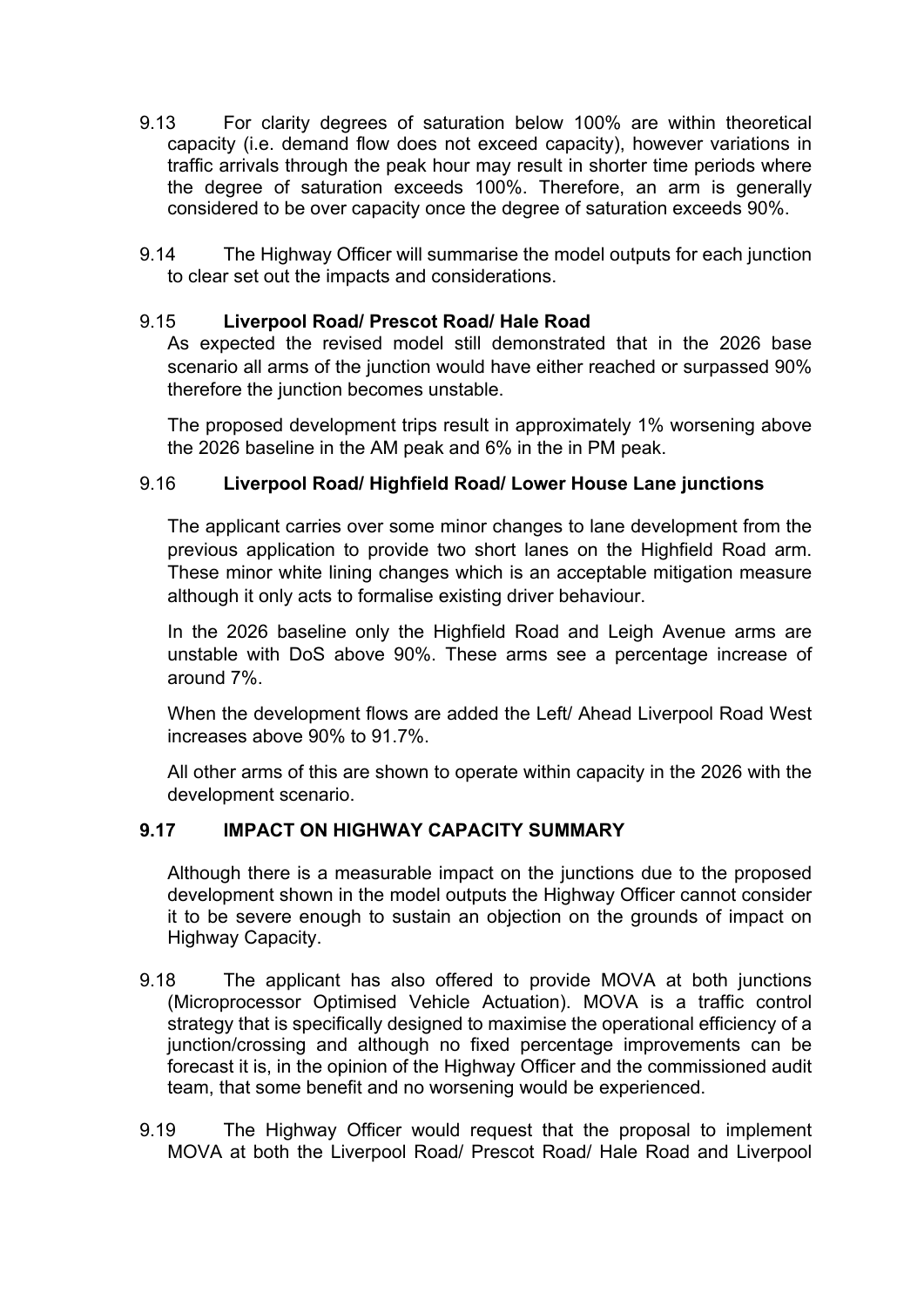9.13 For clarity degrees of saturation below 100% are within theoretical capacity (i.e. demand flow does not exceed capacity), however variations in traffic arrivals through the peak hour may result in shorter time periods where the degree of saturation exceeds 100%. Therefore, an arm is generally considered to be over capacity once the degree of saturation exceeds 90%.

9.14 The Highway Officer will summarise the model outputs for each junction to clear set out the impacts and considerations.

9.15 **Liverpool Road/ Prescot Road/ Hale Road**

As expected the revised model still demonstrated that in the 2026 base scenario all arms of the junction would have either reached or surpassed 90% therefore the junction becomes unstable.

The proposed development trips result in approximately 1% worsening above the 2026 baseline in the AM peak and 6% in the in PM peak.

9.16 **Liverpool Road/ Highfield Road/ Lower House Lane junctions**

The applicant carries over some minor changes to lane development from the previous application to provide two short lanes on the Highfield Road arm. These minor white lining changes which is an acceptable mitigation measure although it only acts to formalise existing driver behaviour.

In the 2026 baseline only the Highfield Road and Leigh Avenue arms are unstable with DoS above 90%. These arms see a percentage increase of around 7%.

When the development flows are added the Left/ Ahead Liverpool Road West increases above 90% to 91.7%.

All other arms of this are shown to operate within capacity in the 2026 with the development scenario.

**9.17 IMPACT ON HIGHWAY CAPACITY SUMMARY**

Although there is a measurable impact on the junctions due to the proposed development shown in the model outputs the Highway Officer cannot consider it to be severe enough to sustain an objection on the grounds of impact on Highway Capacity.

9.18 The applicant has also offered to provide MOVA at both junctions (Microprocessor Optimised Vehicle Actuation). MOVA is a traffic control strategy that is specifically designed to maximise the operational efficiency of a junction/crossing and although no fixed percentage improvements can be forecast it is, in the opinion of the Highway Officer and the commissioned audit team, that some benefit and no worsening would be experienced.

9.19 The Highway Officer would request that the proposal to implement MOVA at both the Liverpool Road/ Prescot Road/ Hale Road and Liverpool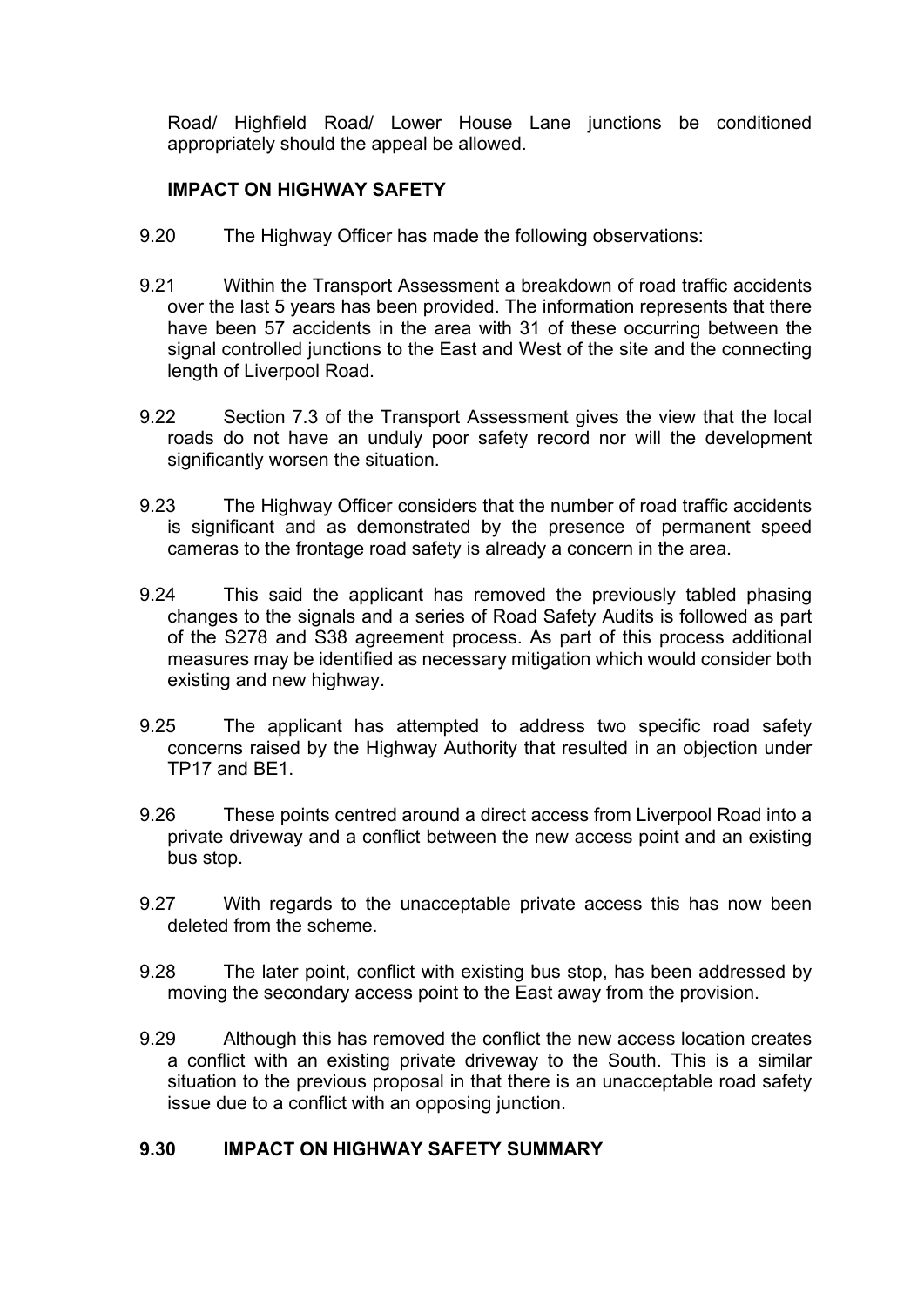Road/ Highfield Road/ Lower House Lane junctions be conditioned appropriately should the appeal be allowed.

**IMPACT ON HIGHWAY SAFETY**

9.20 The Highway Officer has made the following observations:

9.21 Within the Transport Assessment a breakdown of road traffic accidents over the last 5 years has been provided. The information represents that there have been 57 accidents in the area with 31 of these occurring between the signal controlled junctions to the East and West of the site and the connecting length of Liverpool Road.

9.22 Section 7.3 of the Transport Assessment gives the view that the local roads do not have an unduly poor safety record nor will the development significantly worsen the situation.

9.23 The Highway Officer considers that the number of road traffic accidents is significant and as demonstrated by the presence of permanent speed cameras to the frontage road safety is already a concern in the area.

9.24 This said the applicant has removed the previously tabled phasing changes to the signals and a series of Road Safety Audits is followed as part of the S278 and S38 agreement process. As part of this process additional measures may be identified as necessary mitigation which would consider both existing and new highway.

9.25 The applicant has attempted to address two specific road safety concerns raised by the Highway Authority that resulted in an objection under TP17 and BE1.

9.26 These points centred around a direct access from Liverpool Road into a private driveway and a conflict between the new access point and an existing bus stop.

9.27 With regards to the unacceptable private access this has now been deleted from the scheme.

9.28 The later point, conflict with existing bus stop, has been addressed by moving the secondary access point to the East away from the provision.

9.29 Although this has removed the conflict the new access location creates a conflict with an existing private driveway to the South. This is a similar situation to the previous proposal in that there is an unacceptable road safety issue due to a conflict with an opposing junction.

**9.30 IMPACT ON HIGHWAY SAFETY SUMMARY**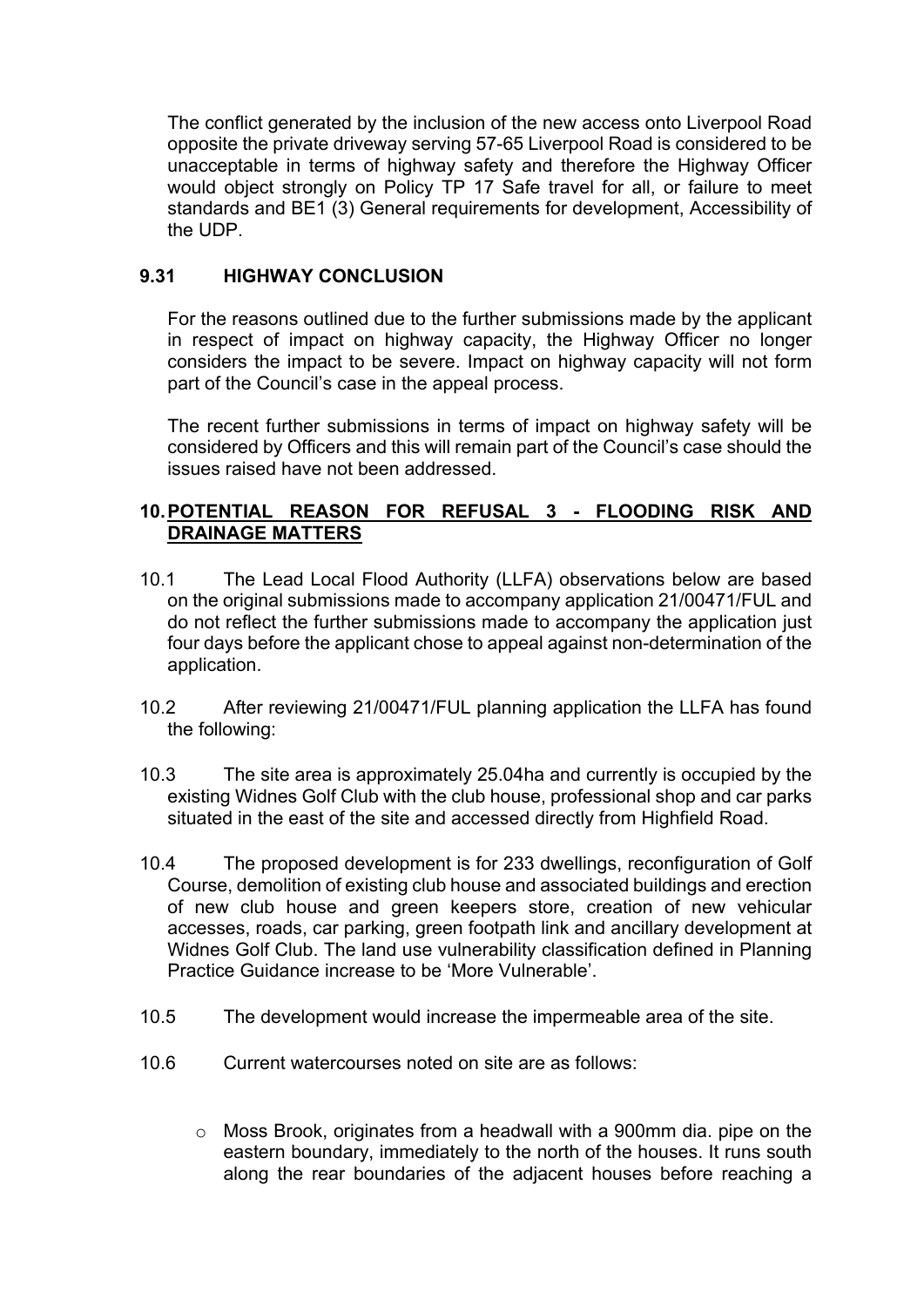The conflict generated by the inclusion of the new access onto Liverpool Road opposite the private driveway serving 57-65 Liverpool Road is considered to be unacceptable in terms of highway safety and therefore the Highway Officer would object strongly on Policy TP 17 Safe travel for all, or failure to meet standards and BE1 (3) General requirements for development, Accessibility of the UDP.

### 9.31 HIGHWAY CONCLUSION

For the reasons outlined due to the further submissions made by the applicant in respect of impact on highway capacity, the Highway Officer no longer considers the impact to be severe. Impact on highway capacity will not form part of the Council's case in the appeal process.

The recent further submissions in terms of impact on highway safety will be considered by Officers and this will remain part of the Council's case should the issues raised have not been addressed.

## 10. POTENTIAL REASON FOR REFUSAL 3 - FLOODING RISK AND DRAINAGE MATTERS

10.1 The Lead Local Flood Authority (LLFA) observations below are based on the original submissions made to accompany application 21/00471/FUL and do not reflect the further submissions made to accompany the application just four days before the applicant chose to appeal against non-determination of the application.

10.2 After reviewing 21/00471/FUL planning application the LLFA has found the following:

10.3 The site area is approximately 25.04ha and currently is occupied by the existing Widnes Golf Club with the club house, professional shop and car parks situated in the east of the site and accessed directly from Highfield Road.

10.4 The proposed development is for 233 dwellings, reconfiguration of Golf Course, demolition of existing club house and associated buildings and erection of new club house and green keepers store, creation of new vehicular accesses, roads, car parking, green footpath link and ancillary development at Widnes Golf Club. The land use vulnerability classification defined in Planning Practice Guidance increase to be 'More Vulnerable'.

10.5 The development would increase the impermeable area of the site.

10.6 Current watercourses noted on site are as follows:

- Moss Brook, originates from a headwall with a 900mm dia. pipe on the eastern boundary, immediately to the north of the houses. It runs south along the rear boundaries of the adjacent houses before reaching a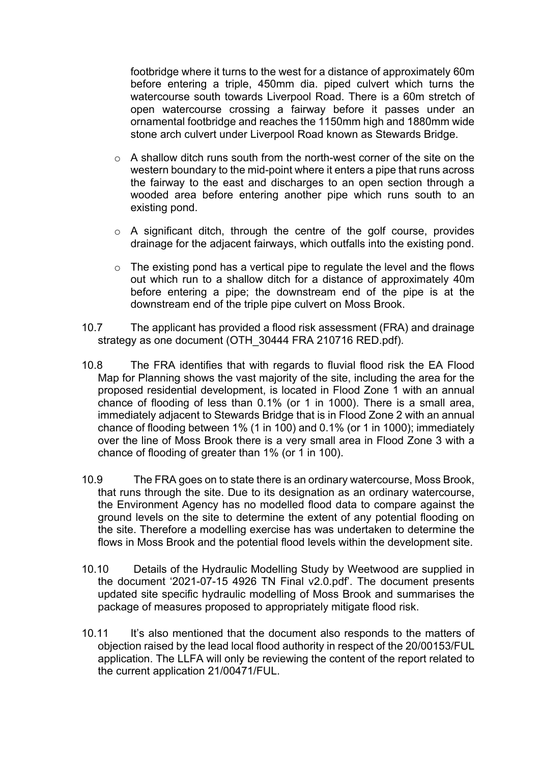footbridge where it turns to the west for a distance of approximately 60m before entering a triple, 450mm dia. piped culvert which turns the watercourse south towards Liverpool Road. There is a 60m stretch of open watercourse crossing a fairway before it passes under an ornamental footbridge and reaches the 1150mm high and 1880mm wide stone arch culvert under Liverpool Road known as Stewards Bridge.

- A shallow ditch runs south from the north-west corner of the site on the western boundary to the mid-point where it enters a pipe that runs across the fairway to the east and discharges to an open section through a wooded area before entering another pipe which runs south to an existing pond.
- A significant ditch, through the centre of the golf course, provides drainage for the adjacent fairways, which outfalls into the existing pond.
- The existing pond has a vertical pipe to regulate the level and the flows out which run to a shallow ditch for a distance of approximately 40m before entering a pipe; the downstream end of the pipe is at the downstream end of the triple pipe culvert on Moss Brook.

10.7 The applicant has provided a flood risk assessment (FRA) and drainage strategy as one document (OTH_30444 FRA 210716 RED.pdf).

10.8 The FRA identifies that with regards to fluvial flood risk the EA Flood Map for Planning shows the vast majority of the site, including the area for the proposed residential development, is located in Flood Zone 1 with an annual chance of flooding of less than 0.1% (or 1 in 1000). There is a small area, immediately adjacent to Stewards Bridge that is in Flood Zone 2 with an annual chance of flooding between 1% (1 in 100) and 0.1% (or 1 in 1000); immediately over the line of Moss Brook there is a very small area in Flood Zone 3 with a chance of flooding of greater than 1% (or 1 in 100).

10.9 The FRA goes on to state there is an ordinary watercourse, Moss Brook, that runs through the site. Due to its designation as an ordinary watercourse, the Environment Agency has no modelled flood data to compare against the ground levels on the site to determine the extent of any potential flooding on the site. Therefore a modelling exercise has was undertaken to determine the flows in Moss Brook and the potential flood levels within the development site.

10.10 Details of the Hydraulic Modelling Study by Weetwood are supplied in the document '2021-07-15 4926 TN Final v2.0.pdf'. The document presents updated site specific hydraulic modelling of Moss Brook and summarises the package of measures proposed to appropriately mitigate flood risk.

10.11 It's also mentioned that the document also responds to the matters of objection raised by the lead local flood authority in respect of the 20/00153/FUL application. The LLFA will only be reviewing the content of the report related to the current application 21/00471/FUL.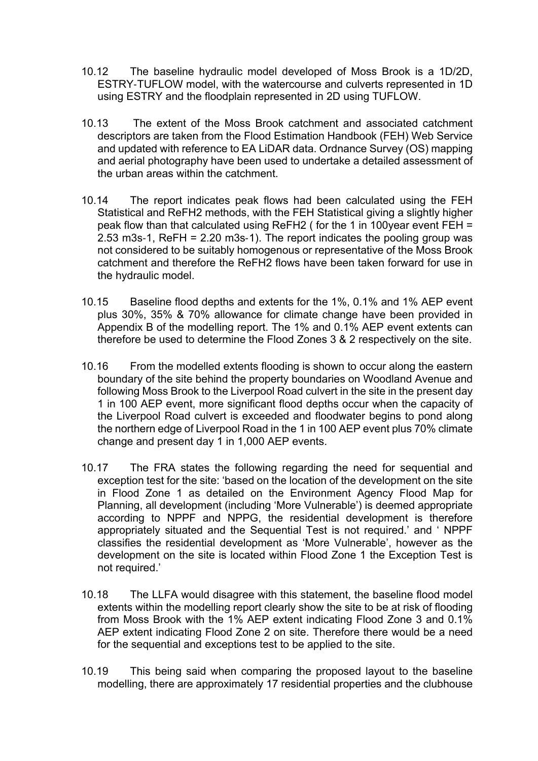10.12 The baseline hydraulic model developed of Moss Brook is a 1D/2D, ESTRY-TUFLOW model, with the watercourse and culverts represented in 1D using ESTRY and the floodplain represented in 2D using TUFLOW.

10.13 The extent of the Moss Brook catchment and associated catchment descriptors are taken from the Flood Estimation Handbook (FEH) Web Service and updated with reference to EA LiDAR data. Ordnance Survey (OS) mapping and aerial photography have been used to undertake a detailed assessment of the urban areas within the catchment.

10.14 The report indicates peak flows had been calculated using the FEH Statistical and ReFH2 methods, with the FEH Statistical giving a slightly higher peak flow than that calculated using ReFH2 ( for the 1 in 100year event FEH = 2.53 $m^3s^{-1}$, ReFH = 2.20 $m^3s^{-1}$). The report indicates the pooling group was not considered to be suitably homogenous or representative of the Moss Brook catchment and therefore the ReFH2 flows have been taken forward for use in the hydraulic model.

10.15 Baseline flood depths and extents for the 1%, 0.1% and 1% AEP event plus 30%, 35% & 70% allowance for climate change have been provided in Appendix B of the modelling report. The 1% and 0.1% AEP event extents can therefore be used to determine the Flood Zones 3 & 2 respectively on the site.

10.16 From the modelled extents flooding is shown to occur along the eastern boundary of the site behind the property boundaries on Woodland Avenue and following Moss Brook to the Liverpool Road culvert in the site in the present day 1 in 100 AEP event, more significant flood depths occur when the capacity of the Liverpool Road culvert is exceeded and floodwater begins to pond along the northern edge of Liverpool Road in the 1 in 100 AEP event plus 70% climate change and present day 1 in 1,000 AEP events.

10.17 The FRA states the following regarding the need for sequential and exception test for the site: 'based on the location of the development on the site in Flood Zone 1 as detailed on the Environment Agency Flood Map for Planning, all development (including 'More Vulnerable') is deemed appropriate according to NPPF and NPPG, the residential development is therefore appropriately situated and the Sequential Test is not required.' and ' NPPF classifies the residential development as 'More Vulnerable', however as the development on the site is located within Flood Zone 1 the Exception Test is not required.'

10.18 The LLFA would disagree with this statement, the baseline flood model extents within the modelling report clearly show the site to be at risk of flooding from Moss Brook with the 1% AEP extent indicating Flood Zone 3 and 0.1% AEP extent indicating Flood Zone 2 on site. Therefore there would be a need for the sequential and exceptions test to be applied to the site.

10.19 This being said when comparing the proposed layout to the baseline modelling, there are approximately 17 residential properties and the clubhouse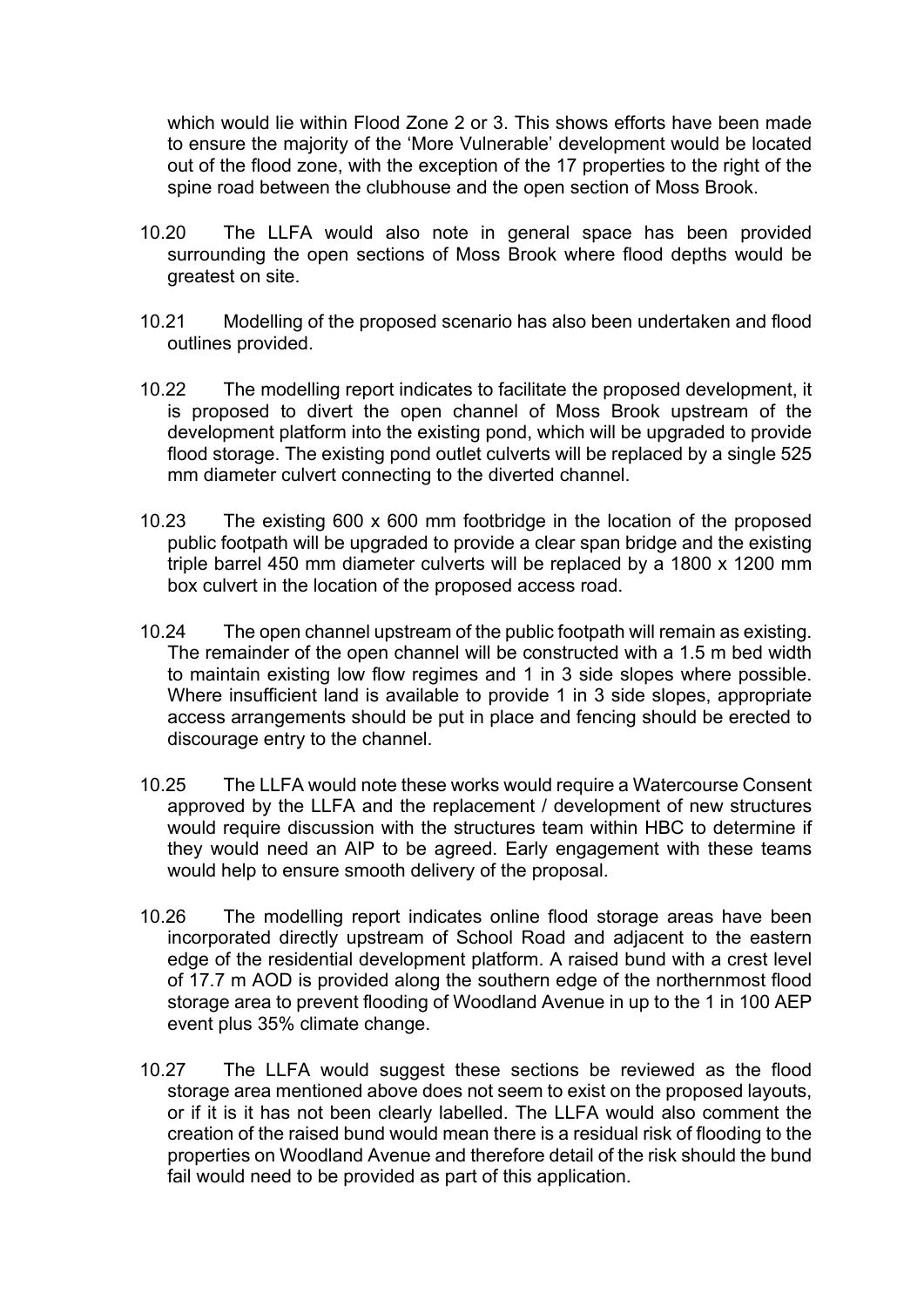which would lie within Flood Zone 2 or 3. This shows efforts have been made to ensure the majority of the 'More Vulnerable' development would be located out of the flood zone, with the exception of the 17 properties to the right of the spine road between the clubhouse and the open section of Moss Brook.

10.20 The LLFA would also note in general space has been provided surrounding the open sections of Moss Brook where flood depths would be greatest on site.

10.21 Modelling of the proposed scenario has also been undertaken and flood outlines provided.

10.22 The modelling report indicates to facilitate the proposed development, it is proposed to divert the open channel of Moss Brook upstream of the development platform into the existing pond, which will be upgraded to provide flood storage. The existing pond outlet culverts will be replaced by a single 525 mm diameter culvert connecting to the diverted channel.

10.23 The existing 600 x 600 mm footbridge in the location of the proposed public footpath will be upgraded to provide a clear span bridge and the existing triple barrel 450 mm diameter culverts will be replaced by a 1800 x 1200 mm box culvert in the location of the proposed access road.

10.24 The open channel upstream of the public footpath will remain as existing. The remainder of the open channel will be constructed with a 1.5 m bed width to maintain existing low flow regimes and 1 in 3 side slopes where possible. Where insufficient land is available to provide 1 in 3 side slopes, appropriate access arrangements should be put in place and fencing should be erected to discourage entry to the channel.

10.25 The LLFA would note these works would require a Watercourse Consent approved by the LLFA and the replacement / development of new structures would require discussion with the structures team within HBC to determine if they would need an AIP to be agreed. Early engagement with these teams would help to ensure smooth delivery of the proposal.

10.26 The modelling report indicates online flood storage areas have been incorporated directly upstream of School Road and adjacent to the eastern edge of the residential development platform. A raised bund with a crest level of 17.7 m AOD is provided along the southern edge of the northernmost flood storage area to prevent flooding of Woodland Avenue in up to the 1 in 100 AEP event plus 35% climate change.

10.27 The LLFA would suggest these sections be reviewed as the flood storage area mentioned above does not seem to exist on the proposed layouts, or if it is it has not been clearly labelled. The LLFA would also comment the creation of the raised bund would mean there is a residual risk of flooding to the properties on Woodland Avenue and therefore detail of the risk should the bund fail would need to be provided as part of this application.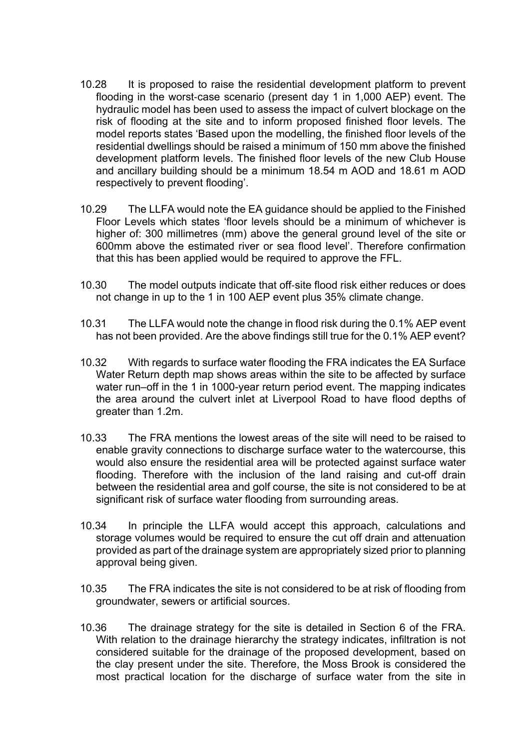10.28 It is proposed to raise the residential development platform to prevent flooding in the worst-case scenario (present day 1 in 1,000 AEP) event. The hydraulic model has been used to assess the impact of culvert blockage on the risk of flooding at the site and to inform proposed finished floor levels. The model reports states 'Based upon the modelling, the finished floor levels of the residential dwellings should be raised a minimum of 150 mm above the finished development platform levels. The finished floor levels of the new Club House and ancillary building should be a minimum 18.54 m AOD and 18.61 m AOD respectively to prevent flooding'.

10.29 The LLFA would note the EA guidance should be applied to the Finished Floor Levels which states 'floor levels should be a minimum of whichever is higher of: 300 millimetres (mm) above the general ground level of the site or 600mm above the estimated river or sea flood level'. Therefore confirmation that this has been applied would be required to approve the FFL.

10.30 The model outputs indicate that off-site flood risk either reduces or does not change in up to the 1 in 100 AEP event plus 35% climate change.

10.31 The LLFA would note the change in flood risk during the 0.1% AEP event has not been provided. Are the above findings still true for the 0.1% AEP event?

10.32 With regards to surface water flooding the FRA indicates the EA Surface Water Return depth map shows areas within the site to be affected by surface water run–off in the 1 in 1000-year return period event. The mapping indicates the area around the culvert inlet at Liverpool Road to have flood depths of greater than 1.2m.

10.33 The FRA mentions the lowest areas of the site will need to be raised to enable gravity connections to discharge surface water to the watercourse, this would also ensure the residential area will be protected against surface water flooding. Therefore with the inclusion of the land raising and cut-off drain between the residential area and golf course, the site is not considered to be at significant risk of surface water flooding from surrounding areas.

10.34 In principle the LLFA would accept this approach, calculations and storage volumes would be required to ensure the cut off drain and attenuation provided as part of the drainage system are appropriately sized prior to planning approval being given.

10.35 The FRA indicates the site is not considered to be at risk of flooding from groundwater, sewers or artificial sources.

10.36 The drainage strategy for the site is detailed in Section 6 of the FRA. With relation to the drainage hierarchy the strategy indicates, infiltration is not considered suitable for the drainage of the proposed development, based on the clay present under the site. Therefore, the Moss Brook is considered the most practical location for the discharge of surface water from the site in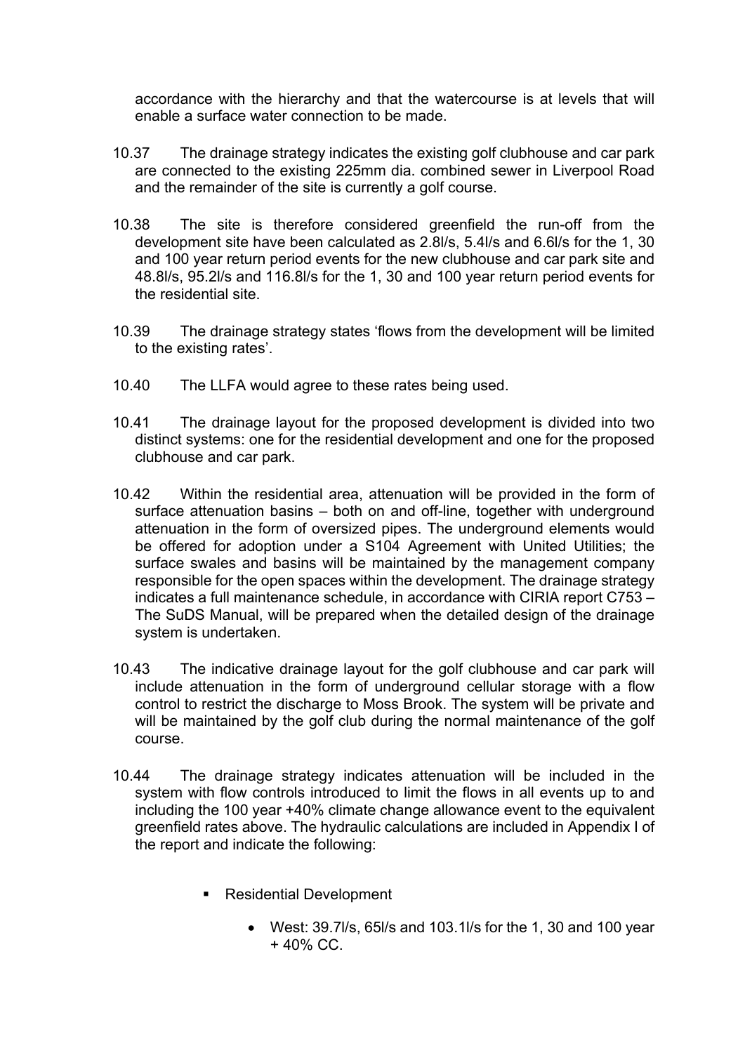accordance with the hierarchy and that the watercourse is at levels that will enable a surface water connection to be made.

10.37 The drainage strategy indicates the existing golf clubhouse and car park are connected to the existing 225mm dia. combined sewer in Liverpool Road and the remainder of the site is currently a golf course.

10.38 The site is therefore considered greenfield the run-off from the development site have been calculated as 2.8l/s, 5.4l/s and 6.6l/s for the 1, 30 and 100 year return period events for the new clubhouse and car park site and 48.8l/s, 95.2l/s and 116.8l/s for the 1, 30 and 100 year return period events for the residential site.

10.39 The drainage strategy states 'flows from the development will be limited to the existing rates'.

10.40 The LLFA would agree to these rates being used.

10.41 The drainage layout for the proposed development is divided into two distinct systems: one for the residential development and one for the proposed clubhouse and car park.

10.42 Within the residential area, attenuation will be provided in the form of surface attenuation basins – both on and off-line, together with underground attenuation in the form of oversized pipes. The underground elements would be offered for adoption under a S104 Agreement with United Utilities; the surface swales and basins will be maintained by the management company responsible for the open spaces within the development. The drainage strategy indicates a full maintenance schedule, in accordance with CIRIA report C753 – The SuDS Manual, will be prepared when the detailed design of the drainage system is undertaken.

10.43 The indicative drainage layout for the golf clubhouse and car park will include attenuation in the form of underground cellular storage with a flow control to restrict the discharge to Moss Brook. The system will be private and will be maintained by the golf club during the normal maintenance of the golf course.

10.44 The drainage strategy indicates attenuation will be included in the system with flow controls introduced to limit the flows in all events up to and including the 100 year +40% climate change allowance event to the equivalent greenfield rates above. The hydraulic calculations are included in Appendix I of the report and indicate the following:

- Residential Development
  - West: 39.7l/s, 65l/s and 103.1l/s for the 1, 30 and 100 year + 40% CC.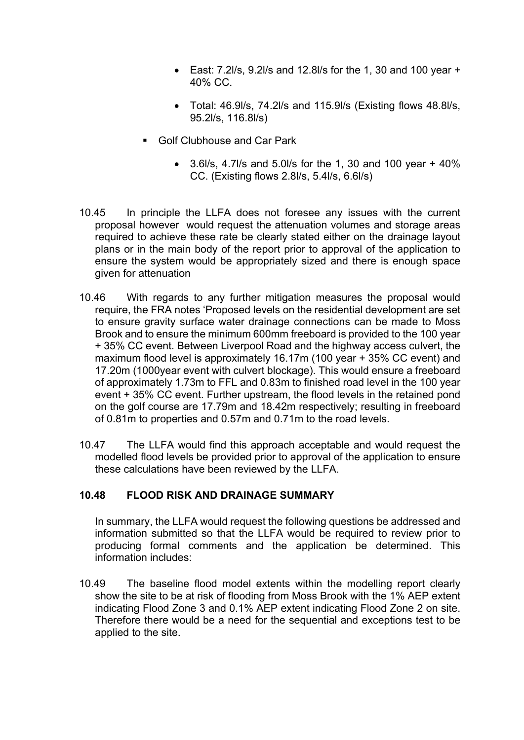- East: 7.2l/s, 9.2l/s and 12.8l/s for the 1, 30 and 100 year + 40% CC.

- Total: 46.9l/s, 74.2l/s and 115.9l/s (Existing flows 48.8l/s, 95.2l/s, 116.8l/s)

- Golf Clubhouse and Car Park

  - 3.6l/s, 4.7l/s and 5.0l/s for the 1, 30 and 100 year + 40% CC. (Existing flows 2.8l/s, 5.4l/s, 6.6l/s)

10.45 In principle the LLFA does not foresee any issues with the current proposal however would request the attenuation volumes and storage areas required to achieve these rate be clearly stated either on the drainage layout plans or in the main body of the report prior to approval of the application to ensure the system would be appropriately sized and there is enough space given for attenuation

10.46 With regards to any further mitigation measures the proposal would require, the FRA notes 'Proposed levels on the residential development are set to ensure gravity surface water drainage connections can be made to Moss Brook and to ensure the minimum 600mm freeboard is provided to the 100 year + 35% CC event. Between Liverpool Road and the highway access culvert, the maximum flood level is approximately 16.17m (100 year + 35% CC event) and 17.20m (1000year event with culvert blockage). This would ensure a freeboard of approximately 1.73m to FFL and 0.83m to finished road level in the 100 year event + 35% CC event. Further upstream, the flood levels in the retained pond on the golf course are 17.79m and 18.42m respectively; resulting in freeboard of 0.81m to properties and 0.57m and 0.71m to the road levels.

10.47 The LLFA would find this approach acceptable and would request the modelled flood levels be provided prior to approval of the application to ensure these calculations have been reviewed by the LLFA.

### 10.48 FLOOD RISK AND DRAINAGE SUMMARY

In summary, the LLFA would request the following questions be addressed and information submitted so that the LLFA would be required to review prior to producing formal comments and the application be determined. This information includes:

10.49 The baseline flood model extents within the modelling report clearly show the site to be at risk of flooding from Moss Brook with the 1% AEP extent indicating Flood Zone 3 and 0.1% AEP extent indicating Flood Zone 2 on site. Therefore there would be a need for the sequential and exceptions test to be applied to the site.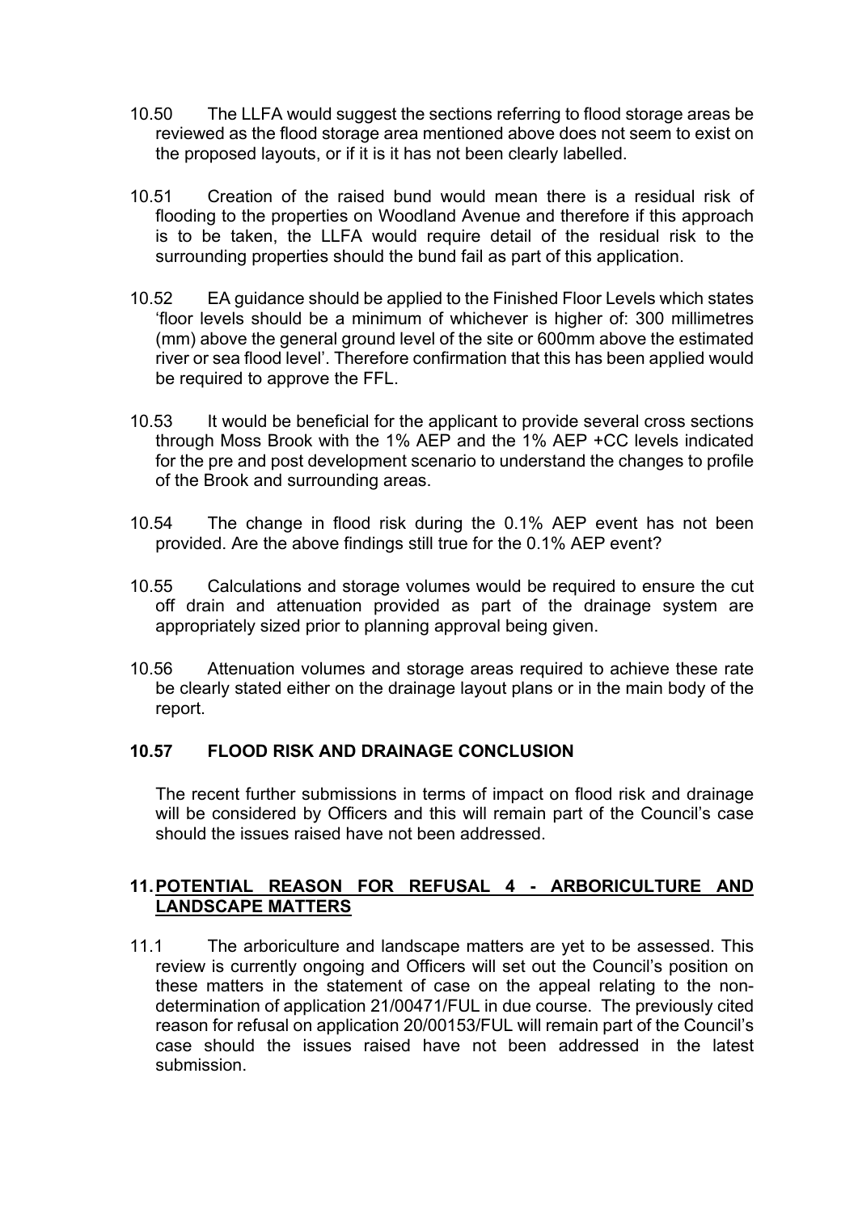10.50 The LLFA would suggest the sections referring to flood storage areas be reviewed as the flood storage area mentioned above does not seem to exist on the proposed layouts, or if it is it has not been clearly labelled.

10.51 Creation of the raised bund would mean there is a residual risk of flooding to the properties on Woodland Avenue and therefore if this approach is to be taken, the LLFA would require detail of the residual risk to the surrounding properties should the bund fail as part of this application.

10.52 EA guidance should be applied to the Finished Floor Levels which states 'floor levels should be a minimum of whichever is higher of: 300 millimetres (mm) above the general ground level of the site or 600mm above the estimated river or sea flood level'. Therefore confirmation that this has been applied would be required to approve the FFL.

10.53 It would be beneficial for the applicant to provide several cross sections through Moss Brook with the 1% AEP and the 1% AEP +CC levels indicated for the pre and post development scenario to understand the changes to profile of the Brook and surrounding areas.

10.54 The change in flood risk during the 0.1% AEP event has not been provided. Are the above findings still true for the 0.1% AEP event?

10.55 Calculations and storage volumes would be required to ensure the cut off drain and attenuation provided as part of the drainage system are appropriately sized prior to planning approval being given.

10.56 Attenuation volumes and storage areas required to achieve these rate be clearly stated either on the drainage layout plans or in the main body of the report.

**10.57 FLOOD RISK AND DRAINAGE CONCLUSION**

The recent further submissions in terms of impact on flood risk and drainage will be considered by Officers and this will remain part of the Council's case should the issues raised have not been addressed.

## 11. POTENTIAL REASON FOR REFUSAL 4 - ARBORICULTURE AND LANDSCAPE MATTERS

11.1 The arboriculture and landscape matters are yet to be assessed. This review is currently ongoing and Officers will set out the Council's position on these matters in the statement of case on the appeal relating to the non-determination of application 21/00471/FUL in due course. The previously cited reason for refusal on application 20/00153/FUL will remain part of the Council's case should the issues raised have not been addressed in the latest submission.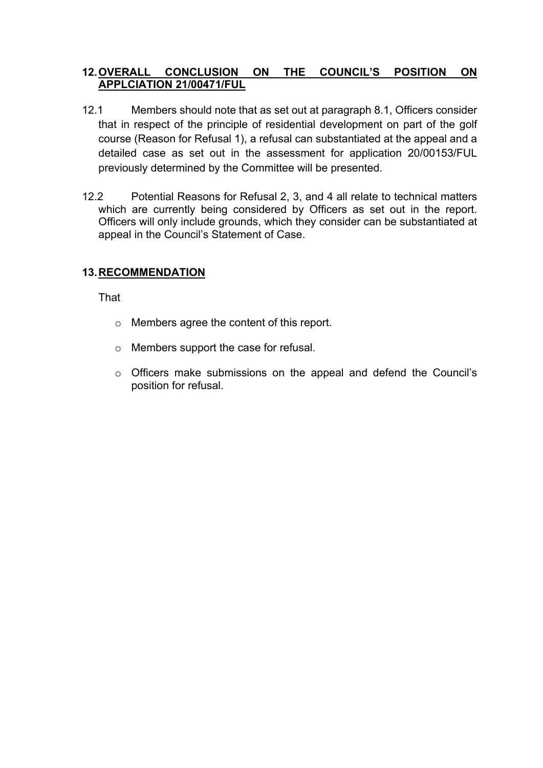## 12. OVERALL CONCLUSION ON THE COUNCIL'S POSITION ON APPLCIATION 21/00471/FUL

12.1 Members should note that as set out at paragraph 8.1, Officers consider that in respect of the principle of residential development on part of the golf course (Reason for Refusal 1), a refusal can substantiated at the appeal and a detailed case as set out in the assessment for application 20/00153/FUL previously determined by the Committee will be presented.

12.2 Potential Reasons for Refusal 2, 3, and 4 all relate to technical matters which are currently being considered by Officers as set out in the report. Officers will only include grounds, which they consider can be substantiated at appeal in the Council's Statement of Case.

## 13. RECOMMENDATION

That

- Members agree the content of this report.
- Members support the case for refusal.
- Officers make submissions on the appeal and defend the Council's position for refusal.